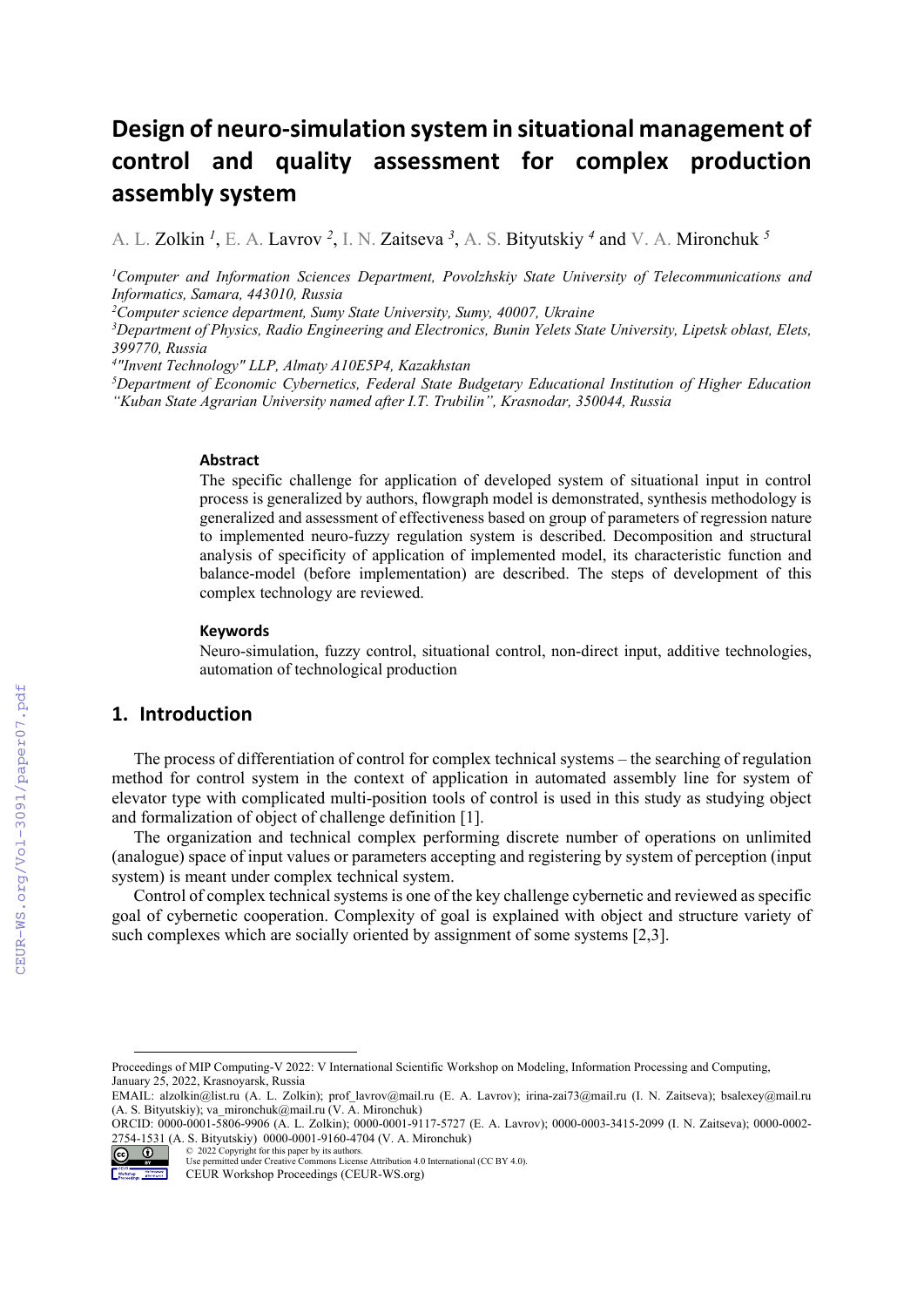# Design of neuro-simulation system in situational management of control and quality assessment for complex production assembly system

A. L. Zolkin [1], E. A. Lavrov [2], I. N. Zaitseva [3], A. S. Bityutskiy [4] and V. A. Mironchuk [5]

[1]*Computer and Information Sciences Department, Povolzhskiy State University of Telecommunications and Informatics, Samara, 443010, Russia*

[2]*Computer science department, Sumy State University, Sumy, 40007, Ukraine*

[3]*Department of Physics, Radio Engineering and Electronics, Bunin Yelets State University, Lipetsk oblast, Elets, 399770, Russia*

[4]*"Invent Technology" LLP, Almaty A10E5P4, Kazakhstan*

[5]*Department of Economic Cybernetics, Federal State Budgetary Educational Institution of Higher Education "Kuban State Agrarian University named after I.T. Trubilin", Krasnodar, 350044, Russia*

### Abstract

The specific challenge for application of developed system of situational input in control process is generalized by authors, flowgraph model is demonstrated, synthesis methodology is generalized and assessment of effectiveness based on group of parameters of regression nature to implemented neuro-fuzzy regulation system is described. Decomposition and structural analysis of specificity of application of implemented model, its characteristic function and balance-model (before implementation) are described. The steps of development of this complex technology are reviewed.

### Keywords

Neuro-simulation, fuzzy control, situational control, non-direct input, additive technologies, automation of technological production

## 1. Introduction

The process of differentiation of control for complex technical systems – the searching of regulation method for control system in the context of application in automated assembly line for system of elevator type with complicated multi-position tools of control is used in this study as studying object and formalization of object of challenge definition [1].

The organization and technical complex performing discrete number of operations on unlimited (analogue) space of input values or parameters accepting and registering by system of perception (input system) is meant under complex technical system.

Control of complex technical systems is one of the key challenge cybernetic and reviewed as specific goal of cybernetic cooperation. Complexity of goal is explained with object and structure variety of such complexes which are socially oriented by assignment of some systems [2,3].

---

Proceedings of MIP Computing-V 2022: V International Scientific Workshop on Modeling, Information Processing and Computing, January 25, 2022, Krasnoyarsk, Russia

EMAIL: alzolkin@list.ru (A. L. Zolkin); prof_lavrov@mail.ru (E. A. Lavrov); irina-zai73@mail.ru (I. N. Zaitseva); bsalexey@mail.ru (A. S. Bityutskiy); va_mironchuk@mail.ru (V. A. Mironchuk)

ORCID: 0000-0001-5806-9906 (A. L. Zolkin); 0000-0001-9117-5727 (E. A. Lavrov); 0000-0003-3415-2099 (I. N. Zaitseva); 0000-0002-2754-1531 (A. S. Bityutskiy) 0000-0001-9160-4704 (V. A. Mironchuk)

© 2022 Copyright for this paper by its authors.
Use permitted under Creative Commons License Attribution 4.0 International (CC BY 4.0).
CEUR Workshop Proceedings (CEUR-WS.org)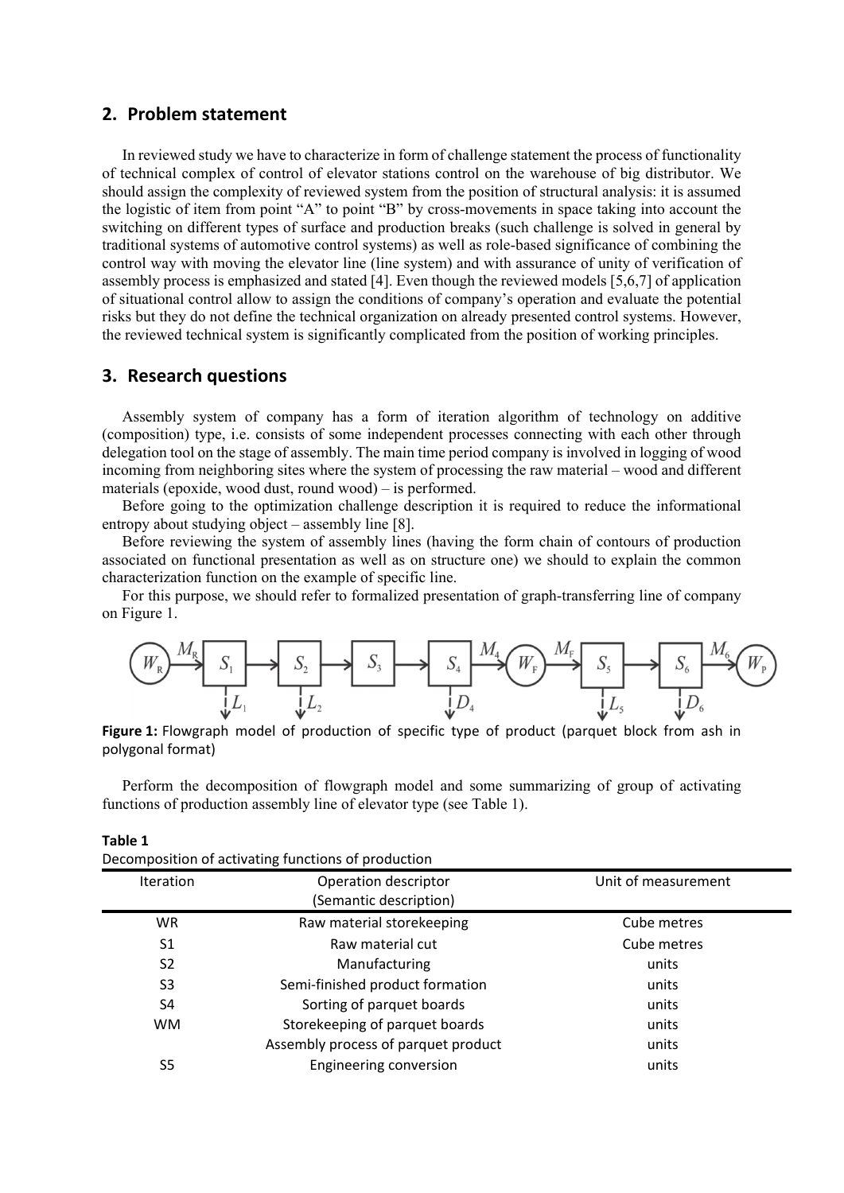## 2. Problem statement

In reviewed study we have to characterize in form of challenge statement the process of functionality of technical complex of control of elevator stations control on the warehouse of big distributor. We should assign the complexity of reviewed system from the position of structural analysis: it is assumed the logistic of item from point "A" to point "B" by cross-movements in space taking into account the switching on different types of surface and production breaks (such challenge is solved in general by traditional systems of automotive control systems) as well as role-based significance of combining the control way with moving the elevator line (line system) and with assurance of unity of verification of assembly process is emphasized and stated [4]. Even though the reviewed models [5,6,7] of application of situational control allow to assign the conditions of company's operation and evaluate the potential risks but they do not define the technical organization on already presented control systems. However, the reviewed technical system is significantly complicated from the position of working principles.

## 3. Research questions

Assembly system of company has a form of iteration algorithm of technology on additive (composition) type, i.e. consists of some independent processes connecting with each other through delegation tool on the stage of assembly. The main time period company is involved in logging of wood incoming from neighboring sites where the system of processing the raw material – wood and different materials (epoxide, wood dust, round wood) – is performed.

Before going to the optimization challenge description it is required to reduce the informational entropy about studying object – assembly line [8].

Before reviewing the system of assembly lines (having the form chain of contours of production associated on functional presentation as well as on structure one) we should to explain the common characterization function on the example of specific line.

For this purpose, we should refer to formalized presentation of graph-transferring line of company on Figure 1.

$$W_R \xrightarrow{M_R} S_1 \rightarrow S_2 \rightarrow S_3 \rightarrow S_4 \xrightarrow{M_4} W_F \xrightarrow{M_F} S_5 \rightarrow S_6 \xrightarrow{M_6} W_P$$

($S_1 \downarrow L_1$, $S_2 \downarrow L_2$, $S_4 \downarrow D_4$, $S_5 \downarrow L_5$, $S_6 \downarrow D_6$)

**Figure 1:** Flowgraph model of production of specific type of product (parquet block from ash in polygonal format)

Perform the decomposition of flowgraph model and some summarizing of group of activating functions of production assembly line of elevator type (see Table 1).

**Table 1**
Decomposition of activating functions of production

| Iteration | Operation descriptor (Semantic description) | Unit of measurement |
|---|---|---|
| WR | Raw material storekeeping | Cube metres |
| S1 | Raw material cut | Cube metres |
| S2 | Manufacturing | units |
| S3 | Semi-finished product formation | units |
| S4 | Sorting of parquet boards | units |
| WM | Storekeeping of parquet boards | units |
| | Assembly process of parquet product | units |
| S5 | Engineering conversion | units |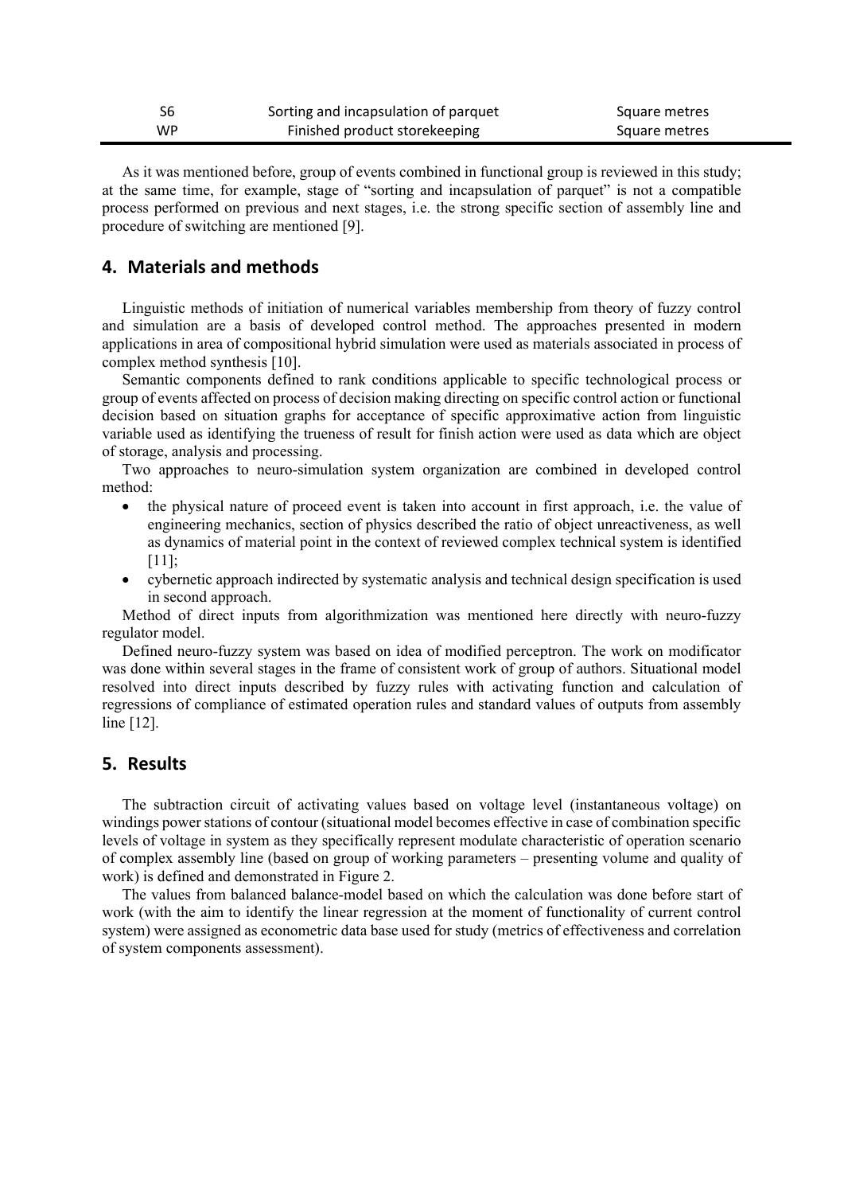| S6 | Sorting and incapsulation of parquet | Square metres |
|---|---|---|
| WP | Finished product storekeeping | Square metres |

As it was mentioned before, group of events combined in functional group is reviewed in this study; at the same time, for example, stage of "sorting and incapsulation of parquet" is not a compatible process performed on previous and next stages, i.e. the strong specific section of assembly line and procedure of switching are mentioned [9].

## 4. Materials and methods

Linguistic methods of initiation of numerical variables membership from theory of fuzzy control and simulation are a basis of developed control method. The approaches presented in modern applications in area of compositional hybrid simulation were used as materials associated in process of complex method synthesis [10].

Semantic components defined to rank conditions applicable to specific technological process or group of events affected on process of decision making directing on specific control action or functional decision based on situation graphs for acceptance of specific approximative action from linguistic variable used as identifying the trueness of result for finish action were used as data which are object of storage, analysis and processing.

Two approaches to neuro-simulation system organization are combined in developed control method:

- the physical nature of proceed event is taken into account in first approach, i.e. the value of engineering mechanics, section of physics described the ratio of object unreactiveness, as well as dynamics of material point in the context of reviewed complex technical system is identified [11];
- cybernetic approach indirected by systematic analysis and technical design specification is used in second approach.

Method of direct inputs from algorithmization was mentioned here directly with neuro-fuzzy regulator model.

Defined neuro-fuzzy system was based on idea of modified perceptron. The work on modificator was done within several stages in the frame of consistent work of group of authors. Situational model resolved into direct inputs described by fuzzy rules with activating function and calculation of regressions of compliance of estimated operation rules and standard values of outputs from assembly line [12].

## 5. Results

The subtraction circuit of activating values based on voltage level (instantaneous voltage) on windings power stations of contour (situational model becomes effective in case of combination specific levels of voltage in system as they specifically represent modulate characteristic of operation scenario of complex assembly line (based on group of working parameters – presenting volume and quality of work) is defined and demonstrated in Figure 2.

The values from balanced balance-model based on which the calculation was done before start of work (with the aim to identify the linear regression at the moment of functionality of current control system) were assigned as econometric data base used for study (metrics of effectiveness and correlation of system components assessment).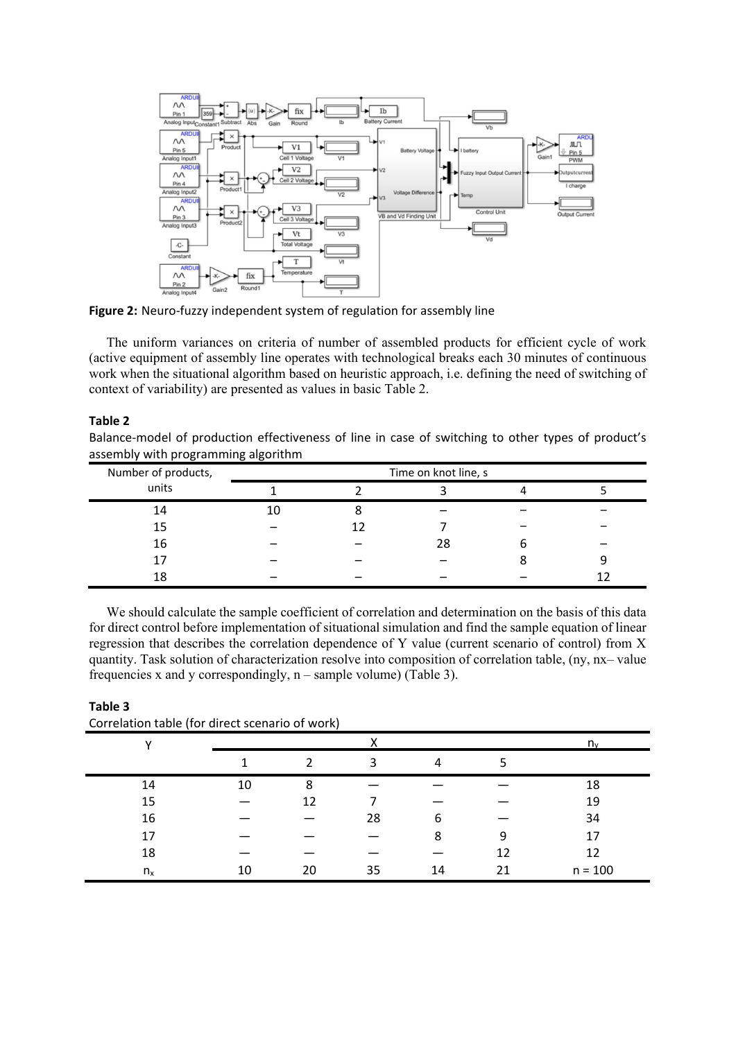**Figure 2:** Neuro-fuzzy independent system of regulation for assembly line

The uniform variances on criteria of number of assembled products for efficient cycle of work (active equipment of assembly line operates with technological breaks each 30 minutes of continuous work when the situational algorithm based on heuristic approach, i.e. defining the need of switching of context of variability) are presented as values in basic Table 2.

**Table 2**

Balance-model of production effectiveness of line in case of switching to other types of product's assembly with programming algorithm

| Number of products, units | Time on knot line, s | | | | |
|---|---|---|---|---|---|
| | 1 | 2 | 3 | 4 | 5 |
| 14 | 10 | 8 | – | – | – |
| 15 | – | 12 | 7 | – | – |
| 16 | – | – | 28 | 6 | – |
| 17 | – | – | – | 8 | 9 |
| 18 | – | – | – | – | 12 |

We should calculate the sample coefficient of correlation and determination on the basis of this data for direct control before implementation of situational simulation and find the sample equation of linear regression that describes the correlation dependence of Y value (current scenario of control) from X quantity. Task solution of characterization resolve into composition of correlation table, ($n_y$, $n_x$– value frequencies x and y correspondingly, n – sample volume) (Table 3).

**Table 3**

Correlation table (for direct scenario of work)

| Y | X | | | | | $n_y$ |
|---|---|---|---|---|---|---|
| | 1 | 2 | 3 | 4 | 5 | |
| 14 | 10 | 8 | — | — | — | 18 |
| 15 | — | 12 | 7 | — | — | 19 |
| 16 | — | — | 28 | 6 | — | 34 |
| 17 | — | — | — | 8 | 9 | 17 |
| 18 | — | — | — | — | 12 | 12 |
| $n_x$ | 10 | 20 | 35 | 14 | 21 | n = 100 |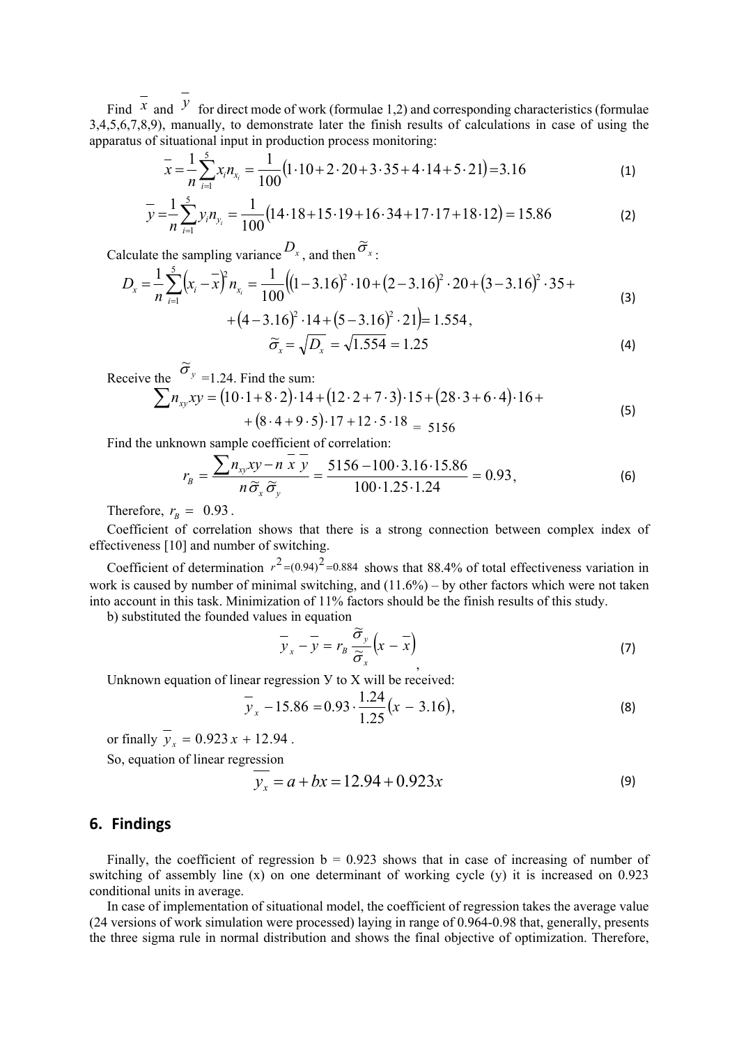Find $\overline{x}$ and $\overline{y}$ for direct mode of work (formulae 1,2) and corresponding characteristics (formulae 3,4,5,6,7,8,9), manually, to demonstrate later the finish results of calculations in case of using the apparatus of situational input in production process monitoring:

$$\overline{x} = \frac{1}{n}\sum_{i=1}^{5} x_i n_{x_i} = \frac{1}{100}\left(1\cdot 10 + 2\cdot 20 + 3\cdot 35 + 4\cdot 14 + 5\cdot 21\right) = 3.16 \tag{1}$$

$$\overline{y} = \frac{1}{n}\sum_{i=1}^{5} y_i n_{y_i} = \frac{1}{100}\left(14\cdot 18 + 15\cdot 19 + 16\cdot 34 + 17\cdot 17 + 18\cdot 12\right) = 15.86 \tag{2}$$

Calculate the sampling variance $D_x$, and then $\widetilde{\sigma}_x$:

$$D_x = \frac{1}{n}\sum_{i=1}^{5}\left(x_i - \overline{x}\right)^2 n_{x_i} = \frac{1}{100}\Big(\left(1-3.16\right)^2\cdot 10 + \left(2-3.16\right)^2\cdot 20 + \left(3-3.16\right)^2\cdot 35 + \\ + \left(4-3.16\right)^2\cdot 14 + \left(5-3.16\right)^2\cdot 21\Big) = 1.554, \tag{3}$$

$$\widetilde{\sigma}_x = \sqrt{D_x} = \sqrt{1.554} = 1.25 \tag{4}$$

Receive the $\widetilde{\sigma}_y$ =1.24. Find the sum:

$$\sum n_{xy}xy = \left(10\cdot 1 + 8\cdot 2\right)\cdot 14 + \left(12\cdot 2 + 7\cdot 3\right)\cdot 15 + \left(28\cdot 3 + 6\cdot 4\right)\cdot 16 + \\ + \left(8\cdot 4 + 9\cdot 5\right)\cdot 17 + 12\cdot 5\cdot 18 = 5156 \tag{5}$$

Find the unknown sample coefficient of correlation:

$$r_B = \frac{\sum n_{xy}xy - n\,\overline{x}\,\overline{y}}{n\,\widetilde{\sigma}_x\,\widetilde{\sigma}_y} = \frac{5156 - 100\cdot 3.16\cdot 15.86}{100\cdot 1.25\cdot 1.24} = 0.93, \tag{6}$$

Therefore, $r_B = 0.93$.

Coefficient of correlation shows that there is a strong connection between complex index of effectiveness [10] and number of switching.

Coefficient of determination $r^2 = (0.94)^2 = 0.884$ shows that 88.4% of total effectiveness variation in work is caused by number of minimal switching, and (11.6%) – by other factors which were not taken into account in this task. Minimization of 11% factors should be the finish results of this study.

b) substituted the founded values in equation

$$\overline{y}_x - \overline{y} = r_B\frac{\widetilde{\sigma}_y}{\widetilde{\sigma}_x}\left(x - \overline{x}\right), \tag{7}$$

Unknown equation of linear regression У to X will be received:

$$\overline{y}_x - 15.86 = 0.93\cdot\frac{1.24}{1.25}\left(x - 3.16\right), \tag{8}$$

or finally $\overline{y}_x = 0.923\,x + 12.94$.

So, equation of linear regression

$$\overline{y_x} = a + bx = 12.94 + 0.923x \tag{9}$$

## 6. Findings

Finally, the coefficient of regression b = 0.923 shows that in case of increasing of number of switching of assembly line (x) on one determinant of working cycle (y) it is increased on 0.923 conditional units in average.

In case of implementation of situational model, the coefficient of regression takes the average value (24 versions of work simulation were processed) laying in range of 0.964-0.98 that, generally, presents the three sigma rule in normal distribution and shows the final objective of optimization. Therefore,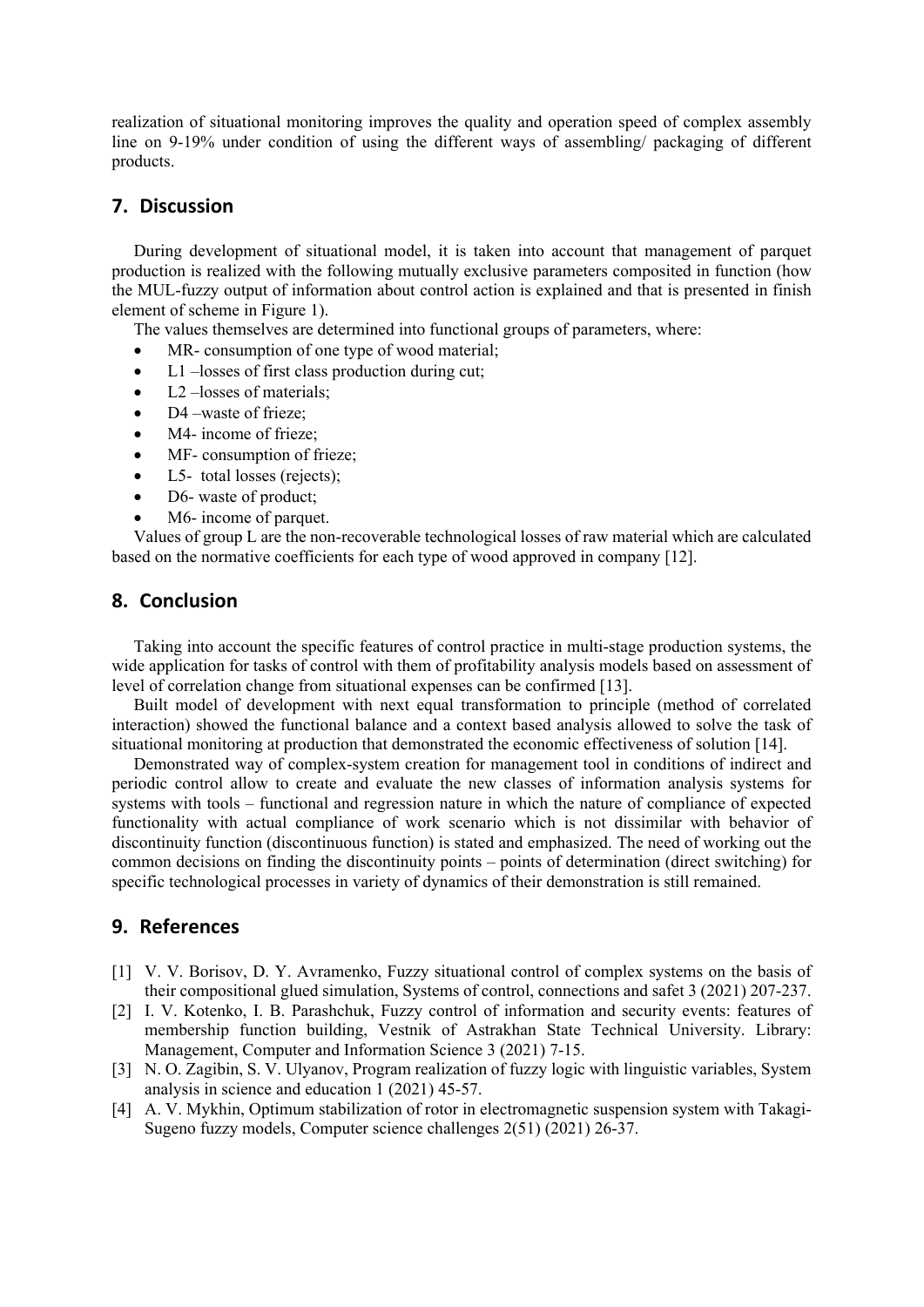realization of situational monitoring improves the quality and operation speed of complex assembly line on 9-19% under condition of using the different ways of assembling/ packaging of different products.

## 7. Discussion

During development of situational model, it is taken into account that management of parquet production is realized with the following mutually exclusive parameters composited in function (how the MUL-fuzzy output of information about control action is explained and that is presented in finish element of scheme in Figure 1).

The values themselves are determined into functional groups of parameters, where:

- MR- consumption of one type of wood material;
- L1 –losses of first class production during cut;
- L2 –losses of materials;
- D4 –waste of frieze;
- M4- income of frieze;
- MF- consumption of frieze;
- L5- total losses (rejects);
- D6- waste of product;
- M6- income of parquet.

Values of group L are the non-recoverable technological losses of raw material which are calculated based on the normative coefficients for each type of wood approved in company [12].

## 8. Conclusion

Taking into account the specific features of control practice in multi-stage production systems, the wide application for tasks of control with them of profitability analysis models based on assessment of level of correlation change from situational expenses can be confirmed [13].

Built model of development with next equal transformation to principle (method of correlated interaction) showed the functional balance and a context based analysis allowed to solve the task of situational monitoring at production that demonstrated the economic effectiveness of solution [14].

Demonstrated way of complex-system creation for management tool in conditions of indirect and periodic control allow to create and evaluate the new classes of information analysis systems for systems with tools – functional and regression nature in which the nature of compliance of expected functionality with actual compliance of work scenario which is not dissimilar with behavior of discontinuity function (discontinuous function) is stated and emphasized. The need of working out the common decisions on finding the discontinuity points – points of determination (direct switching) for specific technological processes in variety of dynamics of their demonstration is still remained.

## 9. References

[1] V. V. Borisov, D. Y. Avramenko, Fuzzy situational control of complex systems on the basis of their compositional glued simulation, Systems of control, connections and safet 3 (2021) 207-237.

[2] I. V. Kotenko, I. B. Parashchuk, Fuzzy control of information and security events: features of membership function building, Vestnik of Astrakhan State Technical University. Library: Management, Computer and Information Science 3 (2021) 7-15.

[3] N. O. Zagibin, S. V. Ulyanov, Program realization of fuzzy logic with linguistic variables, System analysis in science and education 1 (2021) 45-57.

[4] A. V. Mykhin, Optimum stabilization of rotor in electromagnetic suspension system with Takagi-Sugeno fuzzy models, Computer science challenges 2(51) (2021) 26-37.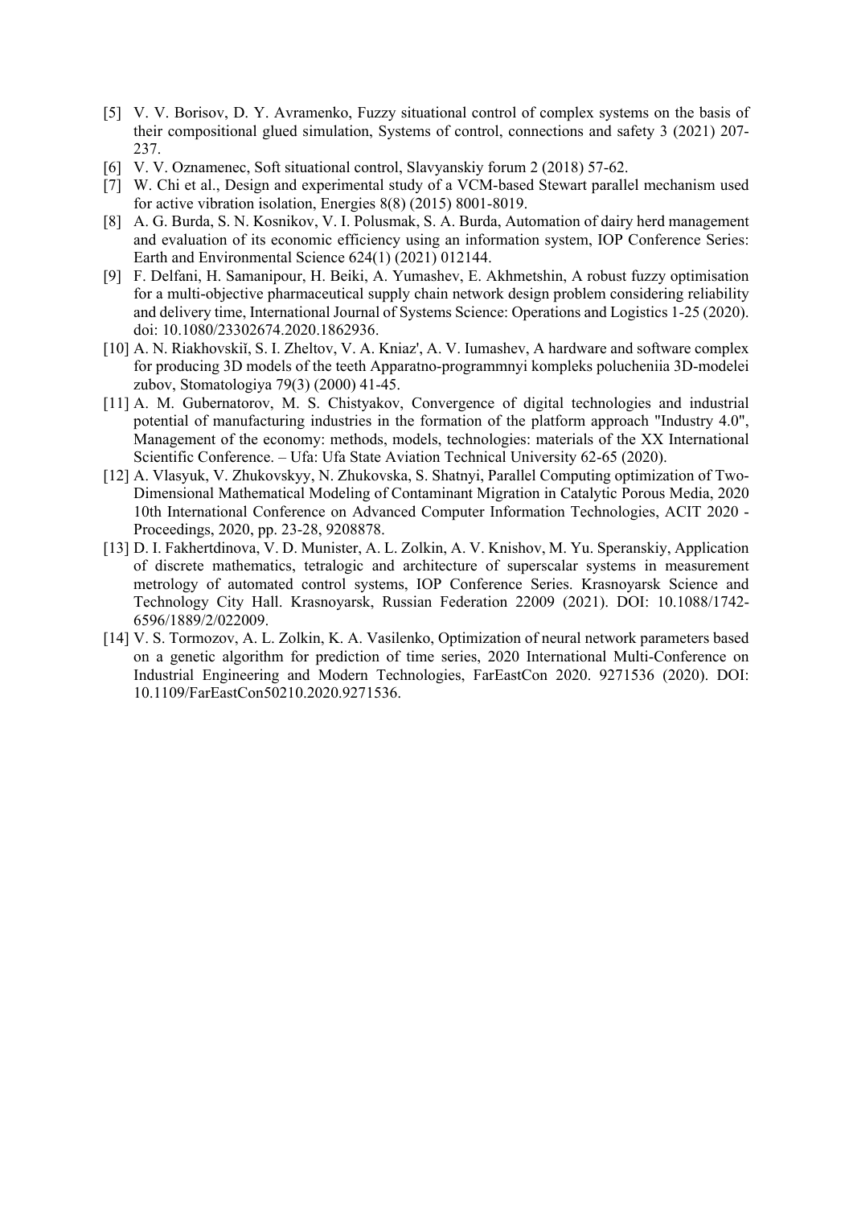[5] V. V. Borisov, D. Y. Avramenko, Fuzzy situational control of complex systems on the basis of their compositional glued simulation, Systems of control, connections and safety 3 (2021) 207-237.

[6] V. V. Oznamenec, Soft situational control, Slavyanskiy forum 2 (2018) 57-62.

[7] W. Chi et al., Design and experimental study of a VCM-based Stewart parallel mechanism used for active vibration isolation, Energies 8(8) (2015) 8001-8019.

[8] A. G. Burda, S. N. Kosnikov, V. I. Polusmak, S. A. Burda, Automation of dairy herd management and evaluation of its economic efficiency using an information system, IOP Conference Series: Earth and Environmental Science 624(1) (2021) 012144.

[9] F. Delfani, H. Samanipour, H. Beiki, A. Yumashev, E. Akhmetshin, A robust fuzzy optimisation for a multi-objective pharmaceutical supply chain network design problem considering reliability and delivery time, International Journal of Systems Science: Operations and Logistics 1-25 (2020). doi: 10.1080/23302674.2020.1862936.

[10] A. N. Riakhovskiĭ, S. I. Zheltov, V. A. Kniaz', A. V. Iumashev, A hardware and software complex for producing 3D models of the teeth Apparatno-programmnyi kompleks polucheniia 3D-modelei zubov, Stomatologiya 79(3) (2000) 41-45.

[11] A. M. Gubernatorov, M. S. Chistyakov, Convergence of digital technologies and industrial potential of manufacturing industries in the formation of the platform approach "Industry 4.0", Management of the economy: methods, models, technologies: materials of the XX International Scientific Conference. – Ufa: Ufa State Aviation Technical University 62-65 (2020).

[12] A. Vlasyuk, V. Zhukovskyy, N. Zhukovska, S. Shatnyi, Parallel Computing optimization of Two-Dimensional Mathematical Modeling of Contaminant Migration in Catalytic Porous Media, 2020 10th International Conference on Advanced Computer Information Technologies, ACIT 2020 - Proceedings, 2020, pp. 23-28, 9208878.

[13] D. I. Fakhertdinova, V. D. Munister, A. L. Zolkin, A. V. Knishov, M. Yu. Speranskiy, Application of discrete mathematics, tetralogic and architecture of superscalar systems in measurement metrology of automated control systems, IOP Conference Series. Krasnoyarsk Science and Technology City Hall. Krasnoyarsk, Russian Federation 22009 (2021). DOI: 10.1088/1742-6596/1889/2/022009.

[14] V. S. Tormozov, A. L. Zolkin, K. A. Vasilenko, Optimization of neural network parameters based on a genetic algorithm for prediction of time series, 2020 International Multi-Conference on Industrial Engineering and Modern Technologies, FarEastCon 2020. 9271536 (2020). DOI: 10.1109/FarEastCon50210.2020.9271536.